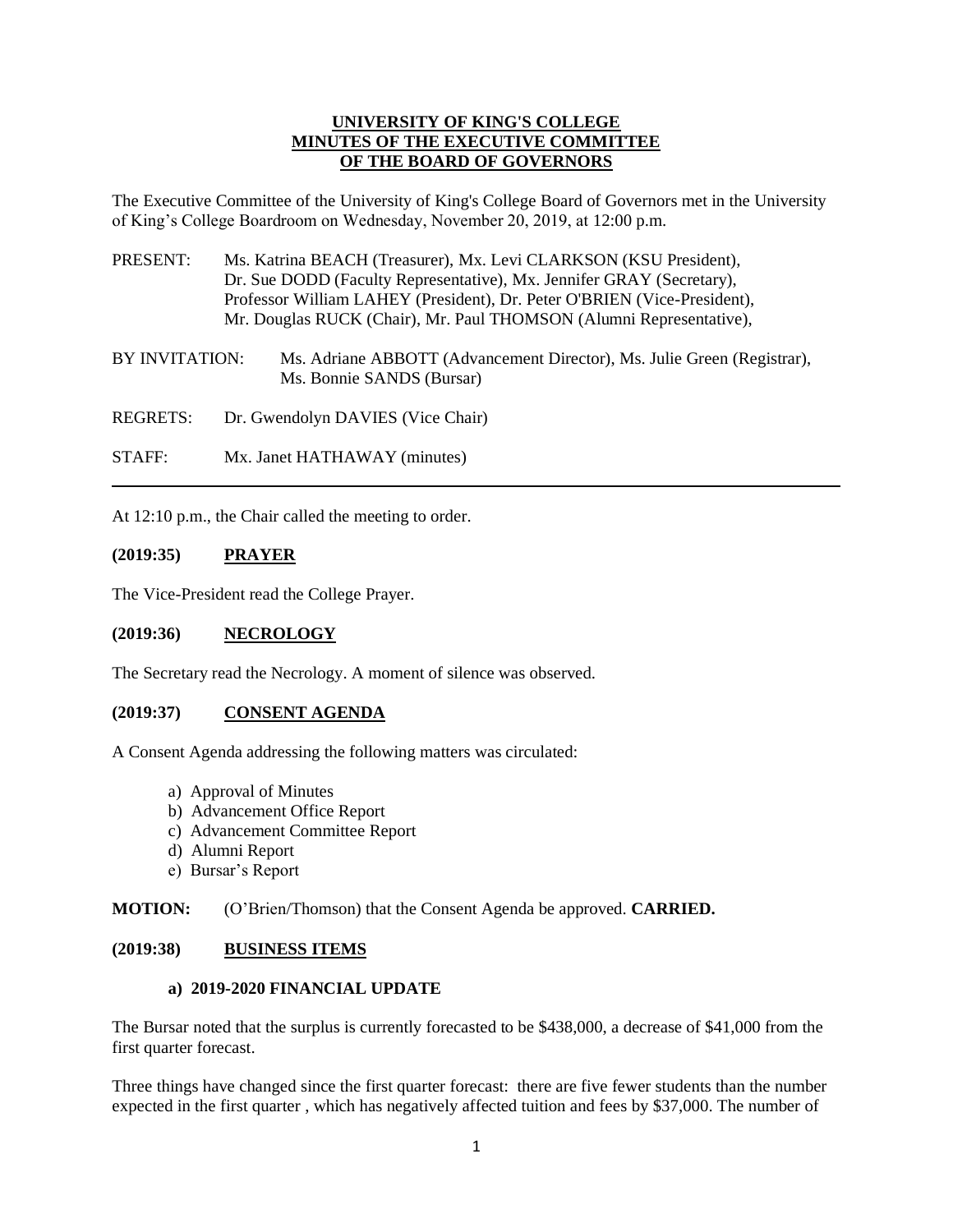**UNIVERSITY OF KING'S COLLEGE**
**MINUTES OF THE EXECUTIVE COMMITTEE**
**OF THE BOARD OF GOVERNORS**

The Executive Committee of the University of King's College Board of Governors met in the University of King's College Boardroom on Wednesday, November 20, 2019, at 12:00 p.m.

PRESENT: Ms. Katrina BEACH (Treasurer), Mx. Levi CLARKSON (KSU President), Dr. Sue DODD (Faculty Representative), Mx. Jennifer GRAY (Secretary), Professor William LAHEY (President), Dr. Peter O'BRIEN (Vice-President), Mr. Douglas RUCK (Chair), Mr. Paul THOMSON (Alumni Representative),

BY INVITATION: Ms. Adriane ABBOTT (Advancement Director), Ms. Julie Green (Registrar), Ms. Bonnie SANDS (Bursar)

REGRETS: Dr. Gwendolyn DAVIES (Vice Chair)

STAFF: Mx. Janet HATHAWAY (minutes)

---

At 12:10 p.m., the Chair called the meeting to order.

**(2019:35) PRAYER**

The Vice-President read the College Prayer.

**(2019:36) NECROLOGY**

The Secretary read the Necrology. A moment of silence was observed.

**(2019:37) CONSENT AGENDA**

A Consent Agenda addressing the following matters was circulated:

a) Approval of Minutes
b) Advancement Office Report
c) Advancement Committee Report
d) Alumni Report
e) Bursar's Report

**MOTION:** (O'Brien/Thomson) that the Consent Agenda be approved. **CARRIED.**

**(2019:38) BUSINESS ITEMS**

**a) 2019-2020 FINANCIAL UPDATE**

The Bursar noted that the surplus is currently forecasted to be $438,000, a decrease of $41,000 from the first quarter forecast.

Three things have changed since the first quarter forecast: there are five fewer students than the number expected in the first quarter , which has negatively affected tuition and fees by $37,000. The number of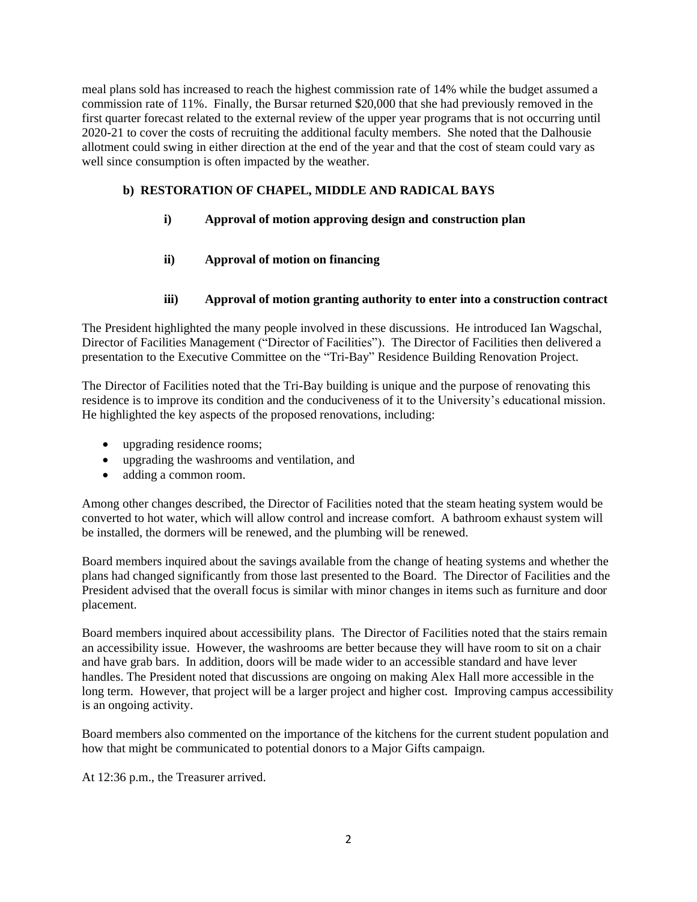meal plans sold has increased to reach the highest commission rate of 14% while the budget assumed a commission rate of 11%. Finally, the Bursar returned $20,000 that she had previously removed in the first quarter forecast related to the external review of the upper year programs that is not occurring until 2020-21 to cover the costs of recruiting the additional faculty members. She noted that the Dalhousie allotment could swing in either direction at the end of the year and that the cost of steam could vary as well since consumption is often impacted by the weather.

### b) RESTORATION OF CHAPEL, MIDDLE AND RADICAL BAYS

**i) Approval of motion approving design and construction plan**

**ii) Approval of motion on financing**

**iii) Approval of motion granting authority to enter into a construction contract**

The President highlighted the many people involved in these discussions. He introduced Ian Wagschal, Director of Facilities Management ("Director of Facilities"). The Director of Facilities then delivered a presentation to the Executive Committee on the "Tri-Bay" Residence Building Renovation Project.

The Director of Facilities noted that the Tri-Bay building is unique and the purpose of renovating this residence is to improve its condition and the conduciveness of it to the University's educational mission. He highlighted the key aspects of the proposed renovations, including:

- upgrading residence rooms;
- upgrading the washrooms and ventilation, and
- adding a common room.

Among other changes described, the Director of Facilities noted that the steam heating system would be converted to hot water, which will allow control and increase comfort. A bathroom exhaust system will be installed, the dormers will be renewed, and the plumbing will be renewed.

Board members inquired about the savings available from the change of heating systems and whether the plans had changed significantly from those last presented to the Board. The Director of Facilities and the President advised that the overall focus is similar with minor changes in items such as furniture and door placement.

Board members inquired about accessibility plans. The Director of Facilities noted that the stairs remain an accessibility issue. However, the washrooms are better because they will have room to sit on a chair and have grab bars. In addition, doors will be made wider to an accessible standard and have lever handles. The President noted that discussions are ongoing on making Alex Hall more accessible in the long term. However, that project will be a larger project and higher cost. Improving campus accessibility is an ongoing activity.

Board members also commented on the importance of the kitchens for the current student population and how that might be communicated to potential donors to a Major Gifts campaign.

At 12:36 p.m., the Treasurer arrived.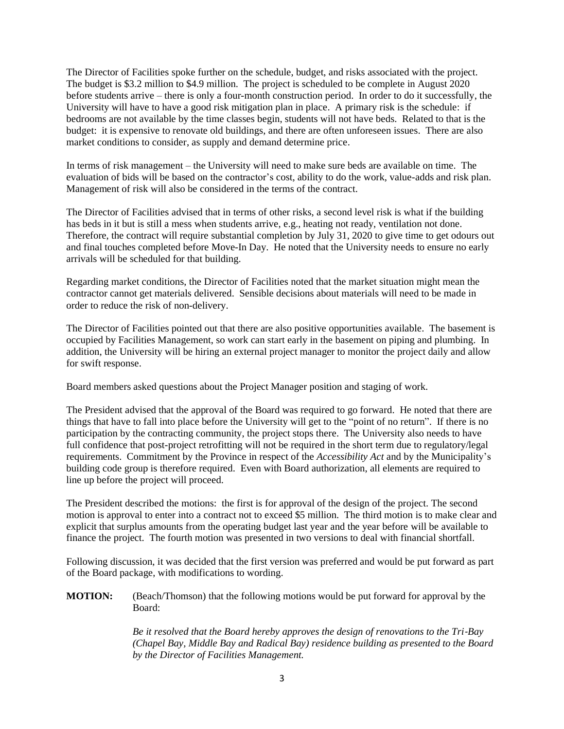The Director of Facilities spoke further on the schedule, budget, and risks associated with the project. The budget is $3.2 million to $4.9 million. The project is scheduled to be complete in August 2020 before students arrive – there is only a four-month construction period. In order to do it successfully, the University will have to have a good risk mitigation plan in place. A primary risk is the schedule: if bedrooms are not available by the time classes begin, students will not have beds. Related to that is the budget: it is expensive to renovate old buildings, and there are often unforeseen issues. There are also market conditions to consider, as supply and demand determine price.

In terms of risk management – the University will need to make sure beds are available on time. The evaluation of bids will be based on the contractor's cost, ability to do the work, value-adds and risk plan. Management of risk will also be considered in the terms of the contract.

The Director of Facilities advised that in terms of other risks, a second level risk is what if the building has beds in it but is still a mess when students arrive, e.g., heating not ready, ventilation not done. Therefore, the contract will require substantial completion by July 31, 2020 to give time to get odours out and final touches completed before Move-In Day. He noted that the University needs to ensure no early arrivals will be scheduled for that building.

Regarding market conditions, the Director of Facilities noted that the market situation might mean the contractor cannot get materials delivered. Sensible decisions about materials will need to be made in order to reduce the risk of non-delivery.

The Director of Facilities pointed out that there are also positive opportunities available. The basement is occupied by Facilities Management, so work can start early in the basement on piping and plumbing. In addition, the University will be hiring an external project manager to monitor the project daily and allow for swift response.

Board members asked questions about the Project Manager position and staging of work.

The President advised that the approval of the Board was required to go forward. He noted that there are things that have to fall into place before the University will get to the "point of no return". If there is no participation by the contracting community, the project stops there. The University also needs to have full confidence that post-project retrofitting will not be required in the short term due to regulatory/legal requirements. Commitment by the Province in respect of the *Accessibility Act* and by the Municipality's building code group is therefore required. Even with Board authorization, all elements are required to line up before the project will proceed.

The President described the motions: the first is for approval of the design of the project. The second motion is approval to enter into a contract not to exceed $5 million. The third motion is to make clear and explicit that surplus amounts from the operating budget last year and the year before will be available to finance the project. The fourth motion was presented in two versions to deal with financial shortfall.

Following discussion, it was decided that the first version was preferred and would be put forward as part of the Board package, with modifications to wording.

**MOTION:** (Beach/Thomson) that the following motions would be put forward for approval by the Board:

> *Be it resolved that the Board hereby approves the design of renovations to the Tri-Bay (Chapel Bay, Middle Bay and Radical Bay) residence building as presented to the Board by the Director of Facilities Management.*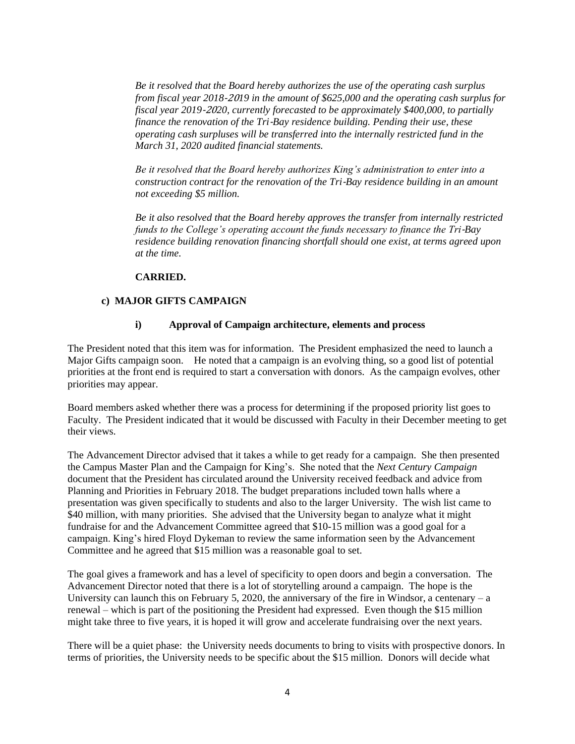*Be it resolved that the Board hereby authorizes the use of the operating cash surplus from fiscal year 2018-2019 in the amount of $625,000 and the operating cash surplus for fiscal year 2019-2020, currently forecasted to be approximately $400,000, to partially finance the renovation of the Tri-Bay residence building. Pending their use, these operating cash surpluses will be transferred into the internally restricted fund in the March 31, 2020 audited financial statements.*

*Be it resolved that the Board hereby authorizes King's administration to enter into a construction contract for the renovation of the Tri-Bay residence building in an amount not exceeding $5 million.*

*Be it also resolved that the Board hereby approves the transfer from internally restricted funds to the College's operating account the funds necessary to finance the Tri-Bay residence building renovation financing shortfall should one exist, at terms agreed upon at the time.*

**CARRIED.**

### c) MAJOR GIFTS CAMPAIGN

#### i) Approval of Campaign architecture, elements and process

The President noted that this item was for information. The President emphasized the need to launch a Major Gifts campaign soon. He noted that a campaign is an evolving thing, so a good list of potential priorities at the front end is required to start a conversation with donors. As the campaign evolves, other priorities may appear.

Board members asked whether there was a process for determining if the proposed priority list goes to Faculty. The President indicated that it would be discussed with Faculty in their December meeting to get their views.

The Advancement Director advised that it takes a while to get ready for a campaign. She then presented the Campus Master Plan and the Campaign for King's. She noted that the *Next Century Campaign* document that the President has circulated around the University received feedback and advice from Planning and Priorities in February 2018. The budget preparations included town halls where a presentation was given specifically to students and also to the larger University. The wish list came to $40 million, with many priorities. She advised that the University began to analyze what it might fundraise for and the Advancement Committee agreed that $10-15 million was a good goal for a campaign. King's hired Floyd Dykeman to review the same information seen by the Advancement Committee and he agreed that $15 million was a reasonable goal to set.

The goal gives a framework and has a level of specificity to open doors and begin a conversation. The Advancement Director noted that there is a lot of storytelling around a campaign. The hope is the University can launch this on February 5, 2020, the anniversary of the fire in Windsor, a centenary – a renewal – which is part of the positioning the President had expressed. Even though the $15 million might take three to five years, it is hoped it will grow and accelerate fundraising over the next years.

There will be a quiet phase: the University needs documents to bring to visits with prospective donors. In terms of priorities, the University needs to be specific about the $15 million. Donors will decide what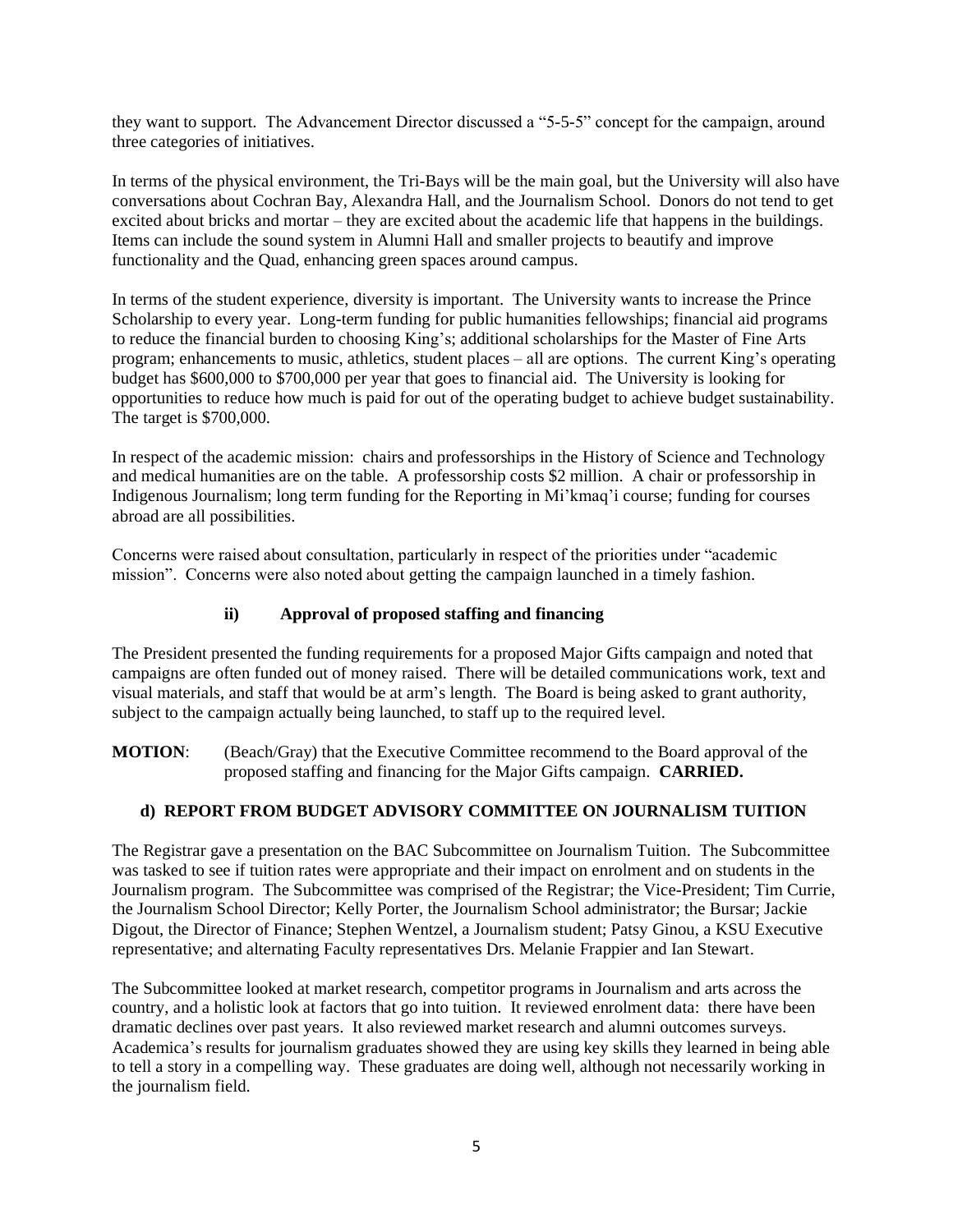they want to support. The Advancement Director discussed a "5-5-5" concept for the campaign, around three categories of initiatives.

In terms of the physical environment, the Tri-Bays will be the main goal, but the University will also have conversations about Cochran Bay, Alexandra Hall, and the Journalism School. Donors do not tend to get excited about bricks and mortar – they are excited about the academic life that happens in the buildings. Items can include the sound system in Alumni Hall and smaller projects to beautify and improve functionality and the Quad, enhancing green spaces around campus.

In terms of the student experience, diversity is important. The University wants to increase the Prince Scholarship to every year. Long-term funding for public humanities fellowships; financial aid programs to reduce the financial burden to choosing King's; additional scholarships for the Master of Fine Arts program; enhancements to music, athletics, student places – all are options. The current King's operating budget has $600,000 to $700,000 per year that goes to financial aid. The University is looking for opportunities to reduce how much is paid for out of the operating budget to achieve budget sustainability. The target is $700,000.

In respect of the academic mission: chairs and professorships in the History of Science and Technology and medical humanities are on the table. A professorship costs $2 million. A chair or professorship in Indigenous Journalism; long term funding for the Reporting in Mi'kmaq'i course; funding for courses abroad are all possibilities.

Concerns were raised about consultation, particularly in respect of the priorities under "academic mission". Concerns were also noted about getting the campaign launched in a timely fashion.

#### ii) Approval of proposed staffing and financing

The President presented the funding requirements for a proposed Major Gifts campaign and noted that campaigns are often funded out of money raised. There will be detailed communications work, text and visual materials, and staff that would be at arm's length. The Board is being asked to grant authority, subject to the campaign actually being launched, to staff up to the required level.

**MOTION**: (Beach/Gray) that the Executive Committee recommend to the Board approval of the proposed staffing and financing for the Major Gifts campaign. **CARRIED.**

### d) REPORT FROM BUDGET ADVISORY COMMITTEE ON JOURNALISM TUITION

The Registrar gave a presentation on the BAC Subcommittee on Journalism Tuition. The Subcommittee was tasked to see if tuition rates were appropriate and their impact on enrolment and on students in the Journalism program. The Subcommittee was comprised of the Registrar; the Vice-President; Tim Currie, the Journalism School Director; Kelly Porter, the Journalism School administrator; the Bursar; Jackie Digout, the Director of Finance; Stephen Wentzel, a Journalism student; Patsy Ginou, a KSU Executive representative; and alternating Faculty representatives Drs. Melanie Frappier and Ian Stewart.

The Subcommittee looked at market research, competitor programs in Journalism and arts across the country, and a holistic look at factors that go into tuition. It reviewed enrolment data: there have been dramatic declines over past years. It also reviewed market research and alumni outcomes surveys. Academica's results for journalism graduates showed they are using key skills they learned in being able to tell a story in a compelling way. These graduates are doing well, although not necessarily working in the journalism field.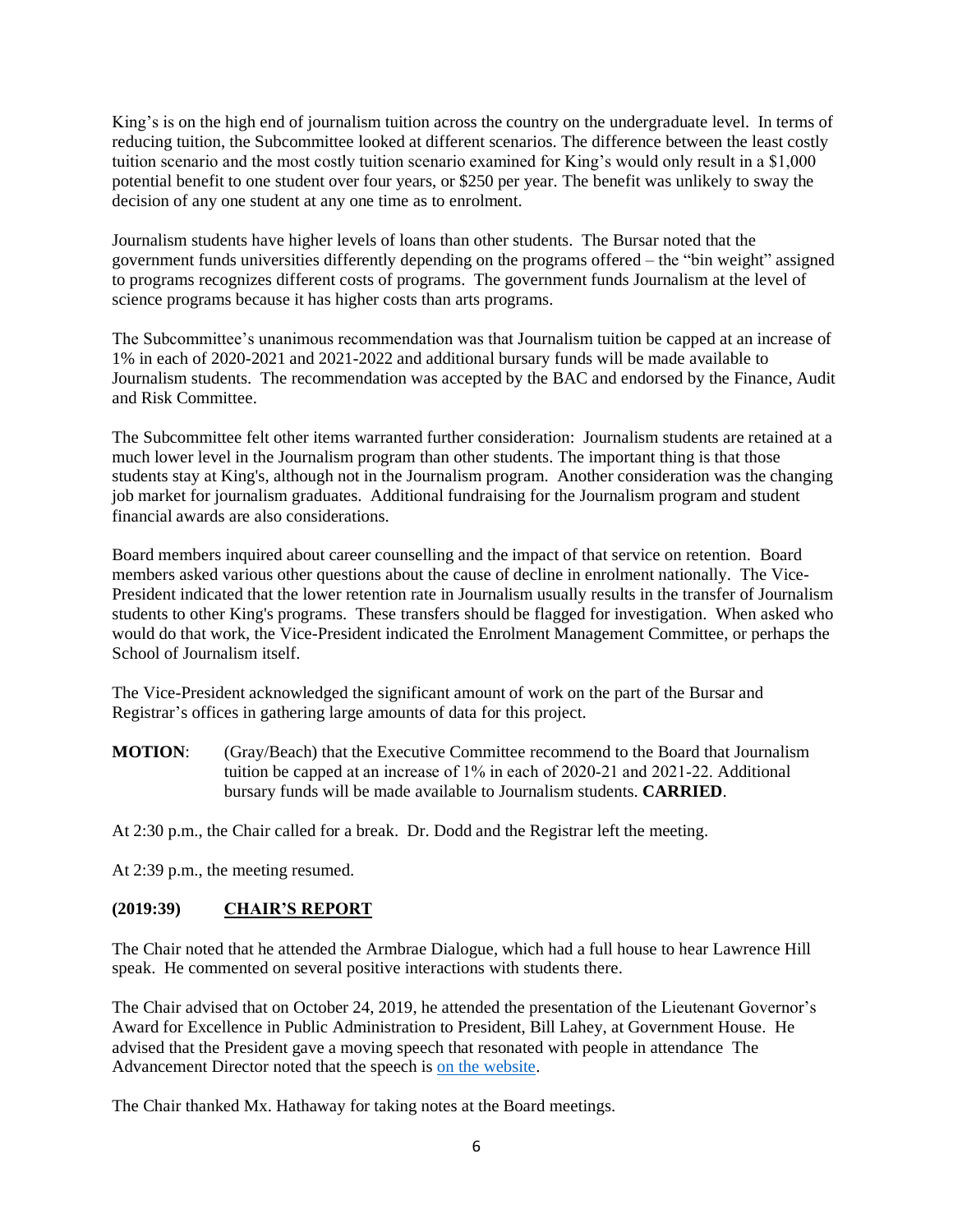King's is on the high end of journalism tuition across the country on the undergraduate level. In terms of reducing tuition, the Subcommittee looked at different scenarios. The difference between the least costly tuition scenario and the most costly tuition scenario examined for King's would only result in a $1,000 potential benefit to one student over four years, or $250 per year. The benefit was unlikely to sway the decision of any one student at any one time as to enrolment.

Journalism students have higher levels of loans than other students. The Bursar noted that the government funds universities differently depending on the programs offered – the "bin weight" assigned to programs recognizes different costs of programs. The government funds Journalism at the level of science programs because it has higher costs than arts programs.

The Subcommittee's unanimous recommendation was that Journalism tuition be capped at an increase of 1% in each of 2020-2021 and 2021-2022 and additional bursary funds will be made available to Journalism students. The recommendation was accepted by the BAC and endorsed by the Finance, Audit and Risk Committee.

The Subcommittee felt other items warranted further consideration: Journalism students are retained at a much lower level in the Journalism program than other students. The important thing is that those students stay at King's, although not in the Journalism program. Another consideration was the changing job market for journalism graduates. Additional fundraising for the Journalism program and student financial awards are also considerations.

Board members inquired about career counselling and the impact of that service on retention. Board members asked various other questions about the cause of decline in enrolment nationally. The Vice-President indicated that the lower retention rate in Journalism usually results in the transfer of Journalism students to other King's programs. These transfers should be flagged for investigation. When asked who would do that work, the Vice-President indicated the Enrolment Management Committee, or perhaps the School of Journalism itself.

The Vice-President acknowledged the significant amount of work on the part of the Bursar and Registrar's offices in gathering large amounts of data for this project.

**MOTION**: (Gray/Beach) that the Executive Committee recommend to the Board that Journalism tuition be capped at an increase of 1% in each of 2020-21 and 2021-22. Additional bursary funds will be made available to Journalism students. **CARRIED**.

At 2:30 p.m., the Chair called for a break. Dr. Dodd and the Registrar left the meeting.

At 2:39 p.m., the meeting resumed.

## (2019:39) CHAIR'S REPORT

The Chair noted that he attended the Armbrae Dialogue, which had a full house to hear Lawrence Hill speak. He commented on several positive interactions with students there.

The Chair advised that on October 24, 2019, he attended the presentation of the Lieutenant Governor's Award for Excellence in Public Administration to President, Bill Lahey, at Government House. He advised that the President gave a moving speech that resonated with people in attendance The Advancement Director noted that the speech is on the website.

The Chair thanked Mx. Hathaway for taking notes at the Board meetings.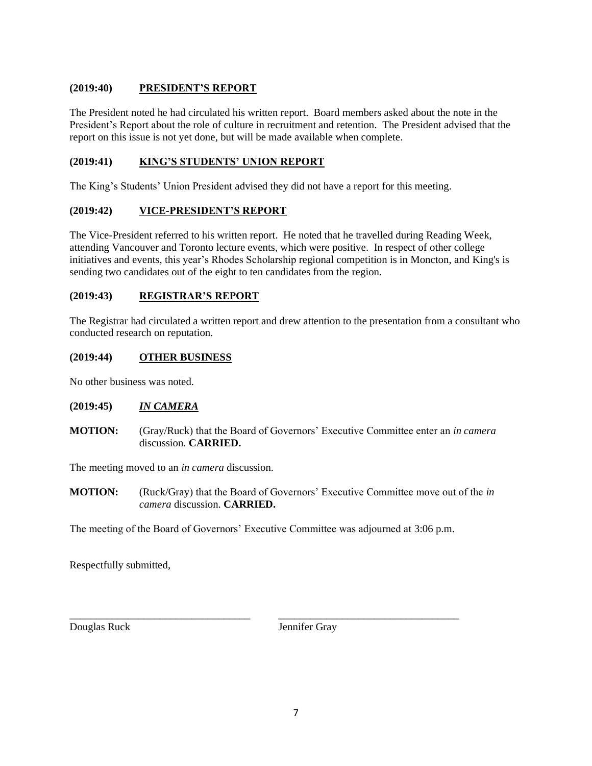**(2019:40) PRESIDENT'S REPORT**

The President noted he had circulated his written report. Board members asked about the note in the President's Report about the role of culture in recruitment and retention. The President advised that the report on this issue is not yet done, but will be made available when complete.

**(2019:41) KING'S STUDENTS' UNION REPORT**

The King's Students' Union President advised they did not have a report for this meeting.

**(2019:42) VICE-PRESIDENT'S REPORT**

The Vice-President referred to his written report. He noted that he travelled during Reading Week, attending Vancouver and Toronto lecture events, which were positive. In respect of other college initiatives and events, this year's Rhodes Scholarship regional competition is in Moncton, and King's is sending two candidates out of the eight to ten candidates from the region.

**(2019:43) REGISTRAR'S REPORT**

The Registrar had circulated a written report and drew attention to the presentation from a consultant who conducted research on reputation.

**(2019:44) OTHER BUSINESS**

No other business was noted.

**(2019:45) *IN CAMERA***

**MOTION:** (Gray/Ruck) that the Board of Governors' Executive Committee enter an *in camera* discussion. **CARRIED.**

The meeting moved to an *in camera* discussion.

**MOTION:** (Ruck/Gray) that the Board of Governors' Executive Committee move out of the *in camera* discussion. **CARRIED.**

The meeting of the Board of Governors' Executive Committee was adjourned at 3:06 p.m.

Respectfully submitted,

\_\_\_\_\_\_\_\_\_\_\_\_\_\_\_\_\_\_\_\_\_\_\_\_\_\_\_\_\_\_\_\_\_\_ \_\_\_\_\_\_\_\_\_\_\_\_\_\_\_\_\_\_\_\_\_\_\_\_\_\_\_\_\_\_\_\_\_\_

Douglas Ruck Jennifer Gray